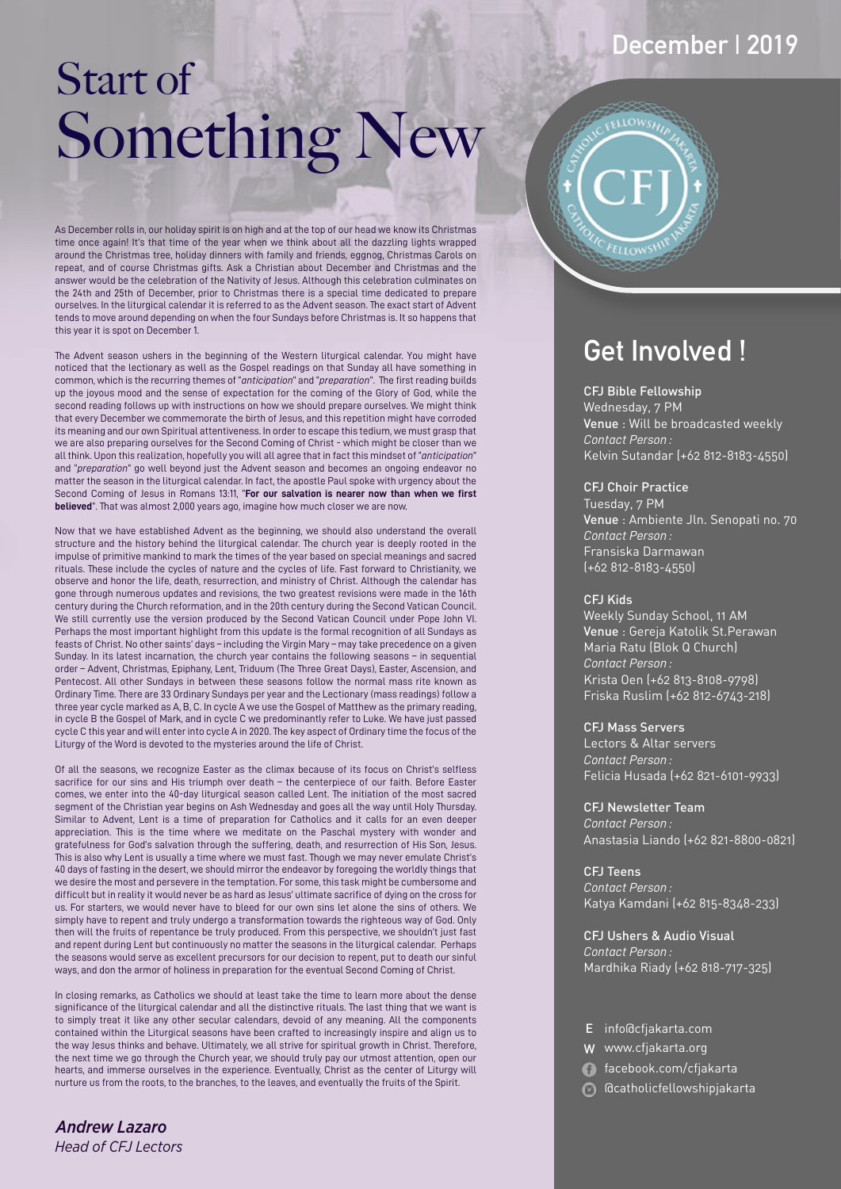December | 2019

# Start of Something New

As December rolls in, our holiday spirit is on high and at the top of our head we know its Christmas time once again! It's that time of the year when we think about all the dazzling lights wrapped around the Christmas tree, holiday dinners with family and friends, eggnog, Christmas Carols on repeat, and of course Christmas gifts. Ask a Christian about December and Christmas and the answer would be the celebration of the Nativity of Jesus. Although this celebration culminates on the 24th and 25th of December, prior to Christmas there is a special time dedicated to prepare ourselves. In the liturgical calendar it is referred to as the Advent season. The exact start of Advent tends to move around depending on when the four Sundays before Christmas is. It so happens that this year it is spot on December 1.

The Advent season ushers in the beginning of the Western liturgical calendar. You might have noticed that the lectionary as well as the Gospel readings on that Sunday all have something in common, which is the recurring themes of "*anticipation*" and "*preparation*". The first reading builds up the joyous mood and the sense of expectation for the coming of the Glory of God, while the second reading follows up with instructions on how we should prepare ourselves. We might think that every December we commemorate the birth of Jesus, and this repetition might have corroded its meaning and our own Spiritual attentiveness. In order to escape this tedium, we must grasp that we are also preparing ourselves for the Second Coming of Christ - which might be closer than we all think. Upon this realization, hopefully you will all agree that in fact this mindset of "*anticipation*" and "*preparation*" go well beyond just the Advent season and becomes an ongoing endeavor no matter the season in the liturgical calendar. In fact, the apostle Paul spoke with urgency about the Second Coming of Jesus in Romans 13:11, "**For our salvation is nearer now than when we first believed**". That was almost 2,000 years ago, imagine how much closer we are now.

Now that we have established Advent as the beginning, we should also understand the overall structure and the history behind the liturgical calendar. The church year is deeply rooted in the impulse of primitive mankind to mark the times of the year based on special meanings and sacred rituals. These include the cycles of nature and the cycles of life. Fast forward to Christianity, we observe and honor the life, death, resurrection, and ministry of Christ. Although the calendar has gone through numerous updates and revisions, the two greatest revisions were made in the 16th century during the Church reformation, and in the 20th century during the Second Vatican Council. We still currently use the version produced by the Second Vatican Council under Pope John VI. Perhaps the most important highlight from this update is the formal recognition of all Sundays as feasts of Christ. No other saints' days – including the Virgin Mary – may take precedence on a given Sunday. In its latest incarnation, the church year contains the following seasons – in sequential order – Advent, Christmas, Epiphany, Lent, Triduum (The Three Great Days), Easter, Ascension, and Pentecost. All other Sundays in between these seasons follow the normal mass rite known as Ordinary Time. There are 33 Ordinary Sundays per year and the Lectionary (mass readings) follow a three year cycle marked as A, B, C. In cycle A we use the Gospel of Matthew as the primary reading, in cycle B the Gospel of Mark, and in cycle C we predominantly refer to Luke. We have just passed cycle C this year and will enter into cycle A in 2020. The key aspect of Ordinary time the focus of the Liturgy of the Word is devoted to the mysteries around the life of Christ.

Of all the seasons, we recognize Easter as the climax because of its focus on Christ's selfless sacrifice for our sins and His triumph over death – the centerpiece of our faith. Before Easter comes, we enter into the 40-day liturgical season called Lent. The initiation of the most sacred segment of the Christian year begins on Ash Wednesday and goes all the way until Holy Thursday. Similar to Advent, Lent is a time of preparation for Catholics and it calls for an even deeper appreciation. This is the time where we meditate on the Paschal mystery with wonder and gratefulness for God's salvation through the suffering, death, and resurrection of His Son, Jesus. This is also why Lent is usually a time where we must fast. Though we may never emulate Christ's 40 days of fasting in the desert, we should mirror the endeavor by foregoing the worldly things that we desire the most and persevere in the temptation. For some, this task might be cumbersome and difficult but in reality it would never be as hard as Jesus' ultimate sacrifice of dying on the cross for us. For starters, we would never have to bleed for our own sins let alone the sins of others. We simply have to repent and truly undergo a transformation towards the righteous way of God. Only then will the fruits of repentance be truly produced. From this perspective, we shouldn't just fast and repent during Lent but continuously no matter the seasons in the liturgical calendar. Perhaps the seasons would serve as excellent precursors for our decision to repent, put to death our sinful ways, and don the armor of holiness in preparation for the eventual Second Coming of Christ.

In closing remarks, as Catholics we should at least take the time to learn more about the dense significance of the liturgical calendar and all the distinctive rituals. The last thing that we want is to simply treat it like any other secular calendars, devoid of any meaning. All the components contained within the Liturgical seasons have been crafted to increasingly inspire and align us to the way Jesus thinks and behave. Ultimately, we all strive for spiritual growth in Christ. Therefore, the next time we go through the Church year, we should truly pay our utmost attention, open our hearts, and immerse ourselves in the experience. Eventually, Christ as the center of Liturgy will nurture us from the roots, to the branches, to the leaves, and eventually the fruits of the Spirit.

***Andrew Lazaro***
*Head of CFJ Lectors*

## Get Involved !

**CFJ Bible Fellowship**
Wednesday, 7 PM
**Venue** : Will be broadcasted weekly
*Contact Person :*
Kelvin Sutandar (+62 812-8183-4550)

**CFJ Choir Practice**
Tuesday, 7 PM
**Venue** : Ambiente Jln. Senopati no. 70
*Contact Person :*
Fransiska Darmawan
(+62 812-8183-4550)

**CFJ Kids**
Weekly Sunday School, 11 AM
**Venue** : Gereja Katolik St.Perawan Maria Ratu (Blok Q Church)
*Contact Person :*
Krista Oen (+62 813-8108-9798)
Friska Ruslim (+62 812-6743-218)

**CFJ Mass Servers**
Lectors & Altar servers
*Contact Person :*
Felicia Husada (+62 821-6101-9933)

**CFJ Newsletter Team**
*Contact Person :*
Anastasia Liando (+62 821-8800-0821)

**CFJ Teens**
*Contact Person :*
Katya Kamdani (+62 815-8348-233)

**CFJ Ushers & Audio Visual**
*Contact Person :*
Mardhika Riady (+62 818-717-325)

E info@cfjakarta.com
W www.cfjakarta.org
facebook.com/cfjakarta
@catholicfellowshipjakarta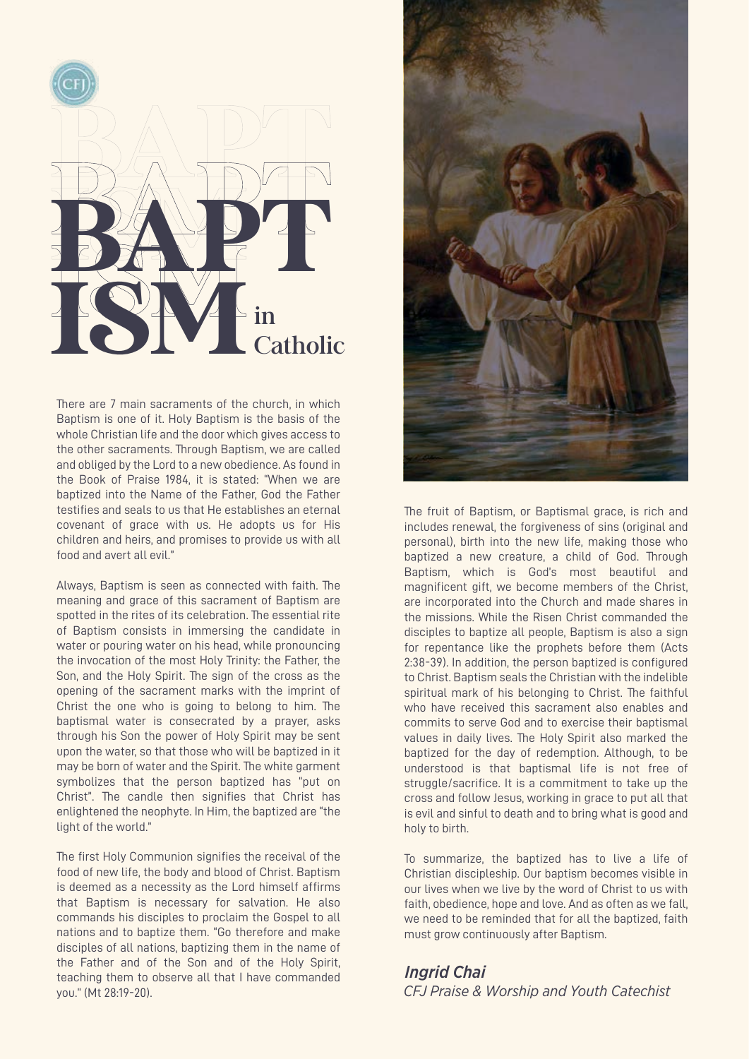# BAPTISM in Catholic

There are 7 main sacraments of the church, in which Baptism is one of it. Holy Baptism is the basis of the whole Christian life and the door which gives access to the other sacraments. Through Baptism, we are called and obliged by the Lord to a new obedience. As found in the Book of Praise 1984, it is stated: "When we are baptized into the Name of the Father, God the Father testifies and seals to us that He establishes an eternal covenant of grace with us. He adopts us for His children and heirs, and promises to provide us with all food and avert all evil."

Always, Baptism is seen as connected with faith. The meaning and grace of this sacrament of Baptism are spotted in the rites of its celebration. The essential rite of Baptism consists in immersing the candidate in water or pouring water on his head, while pronouncing the invocation of the most Holy Trinity: the Father, the Son, and the Holy Spirit. The sign of the cross as the opening of the sacrament marks with the imprint of Christ the one who is going to belong to him. The baptismal water is consecrated by a prayer, asks through his Son the power of Holy Spirit may be sent upon the water, so that those who will be baptized in it may be born of water and the Spirit. The white garment symbolizes that the person baptized has "put on Christ". The candle then signifies that Christ has enlightened the neophyte. In Him, the baptized are "the light of the world."

The first Holy Communion signifies the receival of the food of new life, the body and blood of Christ. Baptism is deemed as a necessity as the Lord himself affirms that Baptism is necessary for salvation. He also commands his disciples to proclaim the Gospel to all nations and to baptize them. "Go therefore and make disciples of all nations, baptizing them in the name of the Father and of the Son and of the Holy Spirit, teaching them to observe all that I have commanded you." (Mt 28:19-20).

The fruit of Baptism, or Baptismal grace, is rich and includes renewal, the forgiveness of sins (original and personal), birth into the new life, making those who baptized a new creature, a child of God. Through Baptism, which is God's most beautiful and magnificent gift, we become members of the Christ, are incorporated into the Church and made shares in the missions. While the Risen Christ commanded the disciples to baptize all people, Baptism is also a sign for repentance like the prophets before them (Acts 2:38-39). In addition, the person baptized is configured to Christ. Baptism seals the Christian with the indelible spiritual mark of his belonging to Christ. The faithful who have received this sacrament also enables and commits to serve God and to exercise their baptismal values in daily lives. The Holy Spirit also marked the baptized for the day of redemption. Although, to be understood is that baptismal life is not free of struggle/sacrifice. It is a commitment to take up the cross and follow Jesus, working in grace to put all that is evil and sinful to death and to bring what is good and holy to birth.

To summarize, the baptized has to live a life of Christian discipleship. Our baptism becomes visible in our lives when we live by the word of Christ to us with faith, obedience, hope and love. And as often as we fall, we need to be reminded that for all the baptized, faith must grow continuously after Baptism.

***Ingrid Chai***
*CFJ Praise & Worship and Youth Catechist*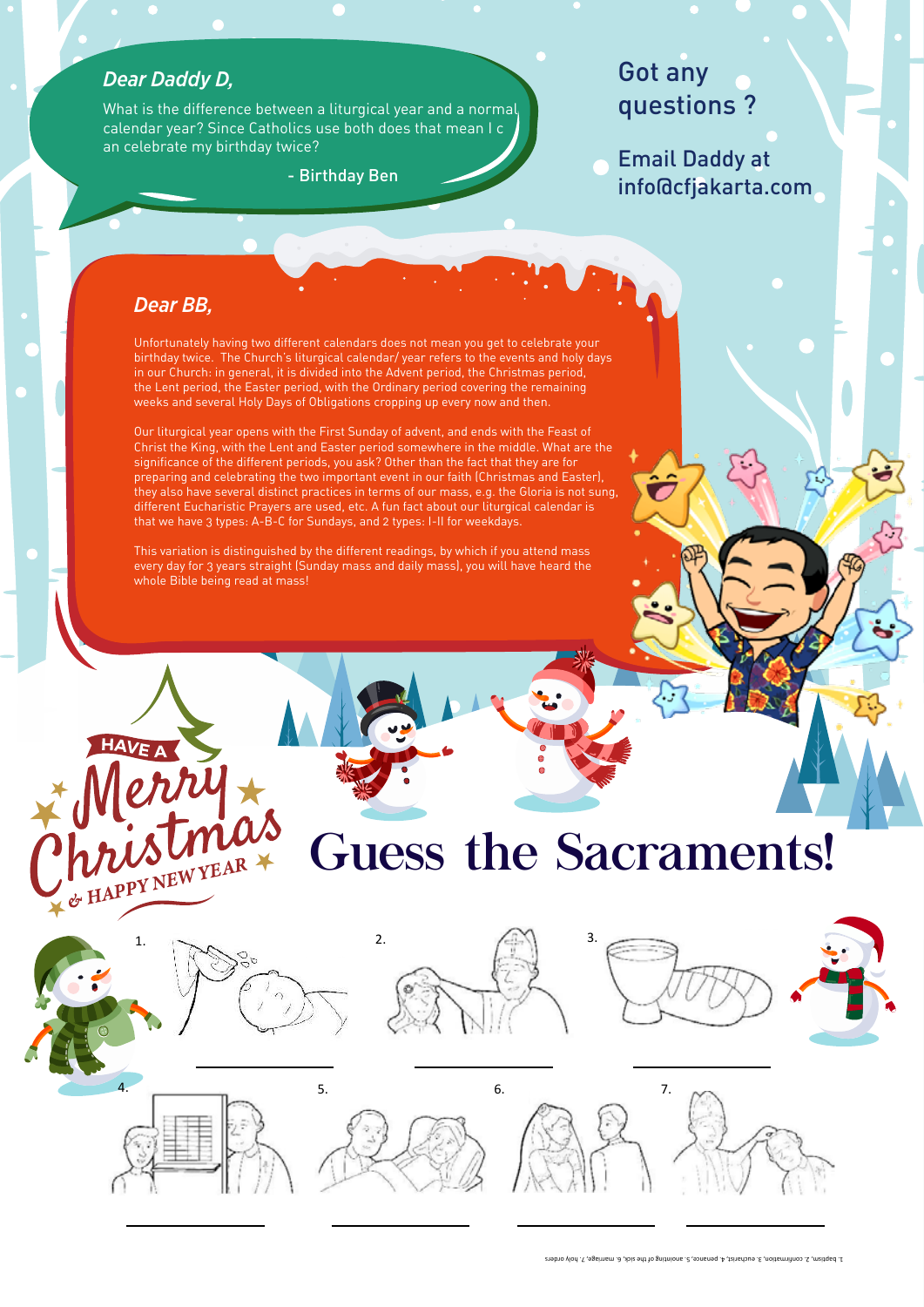*Dear Daddy D,*

What is the difference between a liturgical year and a normal calendar year? Since Catholics use both does that mean I can celebrate my birthday twice?

\- Birthday Ben

Got any questions ?

Email Daddy at info@cfjakarta.com

*Dear BB,*

Unfortunately having two different calendars does not mean you get to celebrate your birthday twice. The Church's liturgical calendar/ year refers to the events and holy days in our Church: in general, it is divided into the Advent period, the Christmas period, the Lent period, the Easter period, with the Ordinary period covering the remaining weeks and several Holy Days of Obligations cropping up every now and then.

Our liturgical year opens with the First Sunday of advent, and ends with the Feast of Christ the King, with the Lent and Easter period somewhere in the middle. What are the significance of the different periods, you ask? Other than the fact that they are for preparing and celebrating the two important event in our faith (Christmas and Easter), they also have several distinct practices in terms of our mass, e.g. the Gloria is not sung, different Eucharistic Prayers are used, etc. A fun fact about our liturgical calendar is that we have 3 types: A-B-C for Sundays, and 2 types: I-II for weekdays.

This variation is distinguished by the different readings, by which if you attend mass every day for 3 years straight (Sunday mass and daily mass), you will have heard the whole Bible being read at mass!

HAVE A Merry Christmas & HAPPY NEW YEAR

# Guess the Sacraments!

1. \_\_\_\_\_\_\_\_\_\_

2. \_\_\_\_\_\_\_\_\_\_

3. \_\_\_\_\_\_\_\_\_\_

4. \_\_\_\_\_\_\_\_\_\_

5. \_\_\_\_\_\_\_\_\_\_

6. \_\_\_\_\_\_\_\_\_\_

7. \_\_\_\_\_\_\_\_\_\_

1. baptism, 2. confirmation, 3. eucharist, 4. penance, 5. anointing of the sick, 6. marriage, 7. holy orders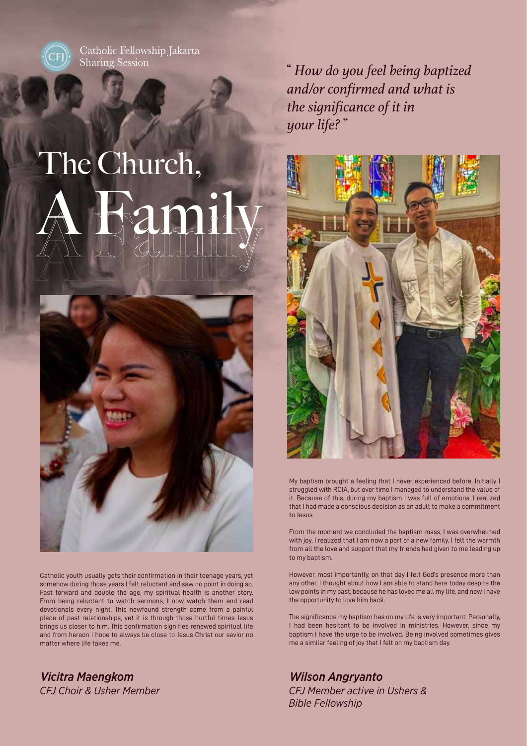Catholic Fellowship Jakarta
Sharing Session

# The Church, A Family

*" How do you feel being baptized and/or confirmed and what is the significance of it in your life? "*

Catholic youth usually gets their confirmation in their teenage years, yet somehow during those years I felt reluctant and saw no point in doing so. Fast forward and double the age, my spiritual health is another story. From being reluctant to watch sermons, I now watch them and read devotionals every night. This newfound strength came from a painful place of past relationships, yet it is through those hurtful times Jesus brings us closer to him. This confirmation signifies renewed spiritual life and from hereon I hope to always be close to Jesus Christ our savior no matter where life takes me.

*Vicitra Maengkom*
*CFJ Choir & Usher Member*

My baptism brought a feeling that I never experienced before. Initially I struggled with RCIA, but over time I managed to understand the value of it. Because of this, during my baptism I was full of emotions. I realized that I had made a conscious decision as an adult to make a commitment to Jesus.

From the moment we concluded the baptism mass, I was overwhelmed with joy. I realized that I am now a part of a new family. I felt the warmth from all the love and support that my friends had given to me leading up to my baptism.

However, most importantly, on that day I felt God's presence more than any other. I thought about how I am able to stand here today despite the low points in my past, because he has loved me all my life, and now I have the opportunity to love him back.

The significance my baptism has on my life is very important. Personally, I had been hesitant to be involved in ministries. However, since my baptism I have the urge to be involved. Being involved sometimes gives me a similar feeling of joy that I felt on my baptism day.

*Wilson Angryanto*
*CFJ Member active in Ushers & Bible Fellowship*